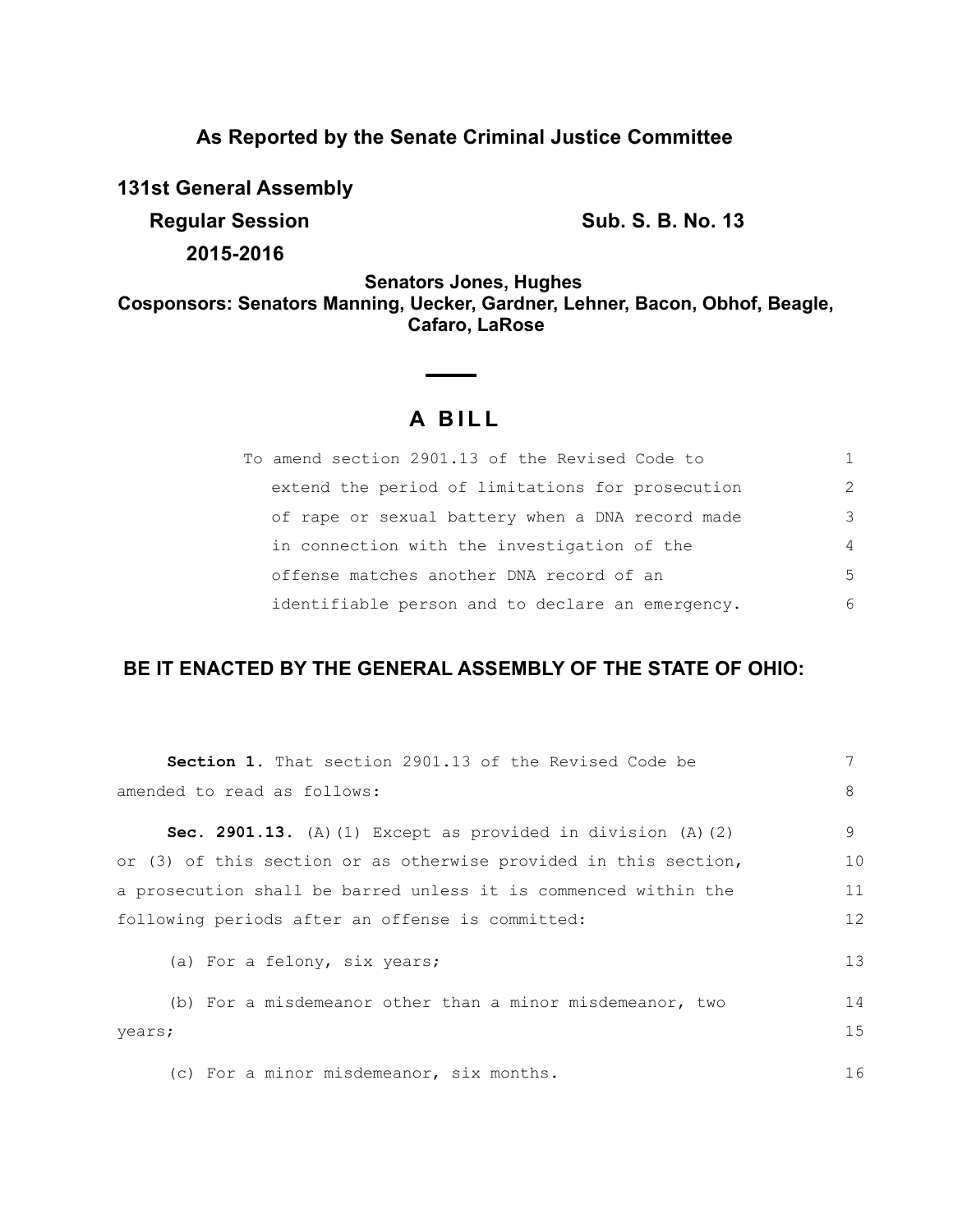**As Reported by the Senate Criminal Justice Committee**

**131st General Assembly**

**Regular Session** **Sub. S. B. No. 13**

**2015-2016**

**Senators Jones, Hughes**
**Cosponsors: Senators Manning, Uecker, Gardner, Lehner, Bacon, Obhof, Beagle, Cafaro, LaRose**

# A BILL

To amend section 2901.13 of the Revised Code to extend the period of limitations for prosecution of rape or sexual battery when a DNA record made in connection with the investigation of the offense matches another DNA record of an identifiable person and to declare an emergency.

**BE IT ENACTED BY THE GENERAL ASSEMBLY OF THE STATE OF OHIO:**

**Section 1.** That section 2901.13 of the Revised Code be amended to read as follows:

**Sec. 2901.13.** (A)(1) Except as provided in division (A)(2) or (3) of this section or as otherwise provided in this section, a prosecution shall be barred unless it is commenced within the following periods after an offense is committed:

(a) For a felony, six years;

(b) For a misdemeanor other than a minor misdemeanor, two years;

(c) For a minor misdemeanor, six months.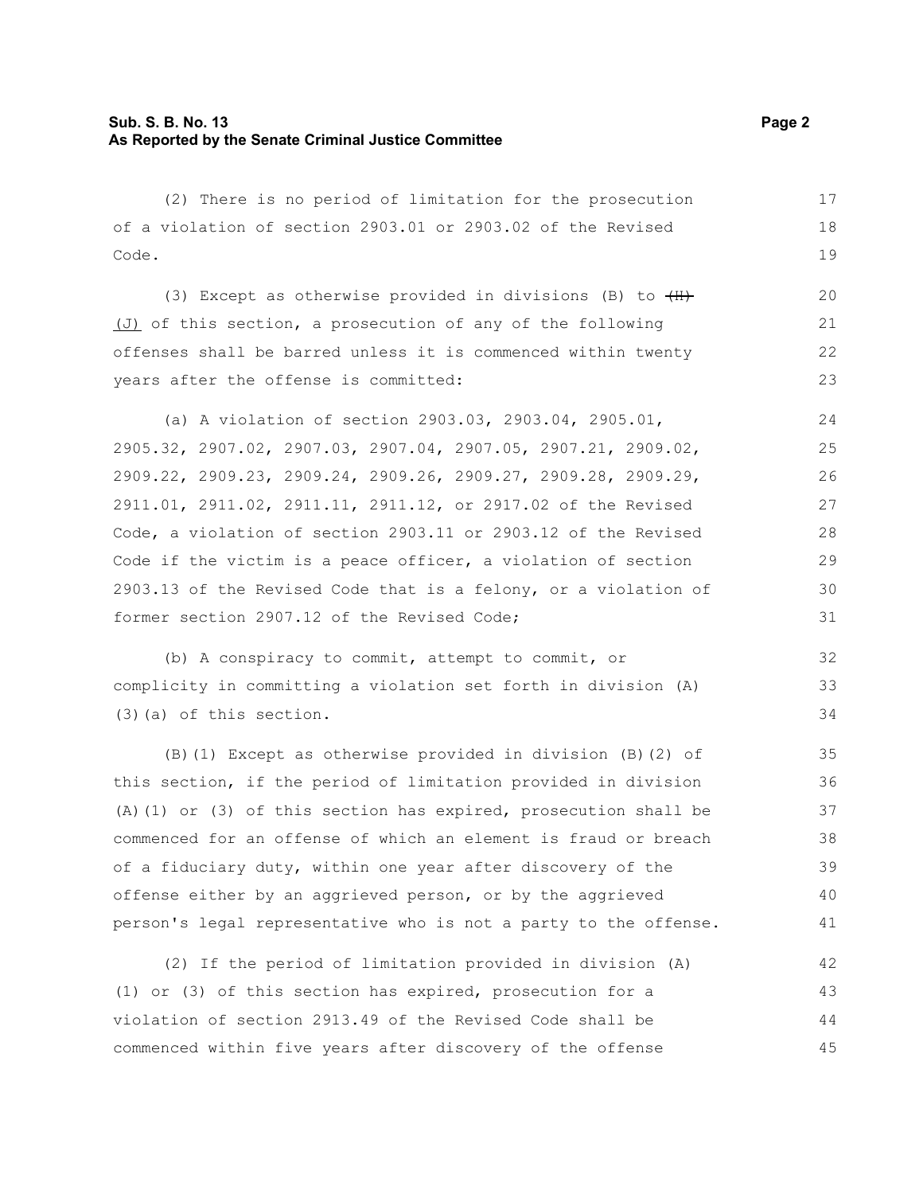(2) There is no period of limitation for the prosecution of a violation of section 2903.01 or 2903.02 of the Revised Code.

(3) Except as otherwise provided in divisions (B) to ~~(H)~~ (J) of this section, a prosecution of any of the following offenses shall be barred unless it is commenced within twenty years after the offense is committed:

(a) A violation of section 2903.03, 2903.04, 2905.01, 2905.32, 2907.02, 2907.03, 2907.04, 2907.05, 2907.21, 2909.02, 2909.22, 2909.23, 2909.24, 2909.26, 2909.27, 2909.28, 2909.29, 2911.01, 2911.02, 2911.11, 2911.12, or 2917.02 of the Revised Code, a violation of section 2903.11 or 2903.12 of the Revised Code if the victim is a peace officer, a violation of section 2903.13 of the Revised Code that is a felony, or a violation of former section 2907.12 of the Revised Code;

(b) A conspiracy to commit, attempt to commit, or complicity in committing a violation set forth in division (A)(3)(a) of this section.

(B)(1) Except as otherwise provided in division (B)(2) of this section, if the period of limitation provided in division (A)(1) or (3) of this section has expired, prosecution shall be commenced for an offense of which an element is fraud or breach of a fiduciary duty, within one year after discovery of the offense either by an aggrieved person, or by the aggrieved person's legal representative who is not a party to the offense.

(2) If the period of limitation provided in division (A)(1) or (3) of this section has expired, prosecution for a violation of section 2913.49 of the Revised Code shall be commenced within five years after discovery of the offense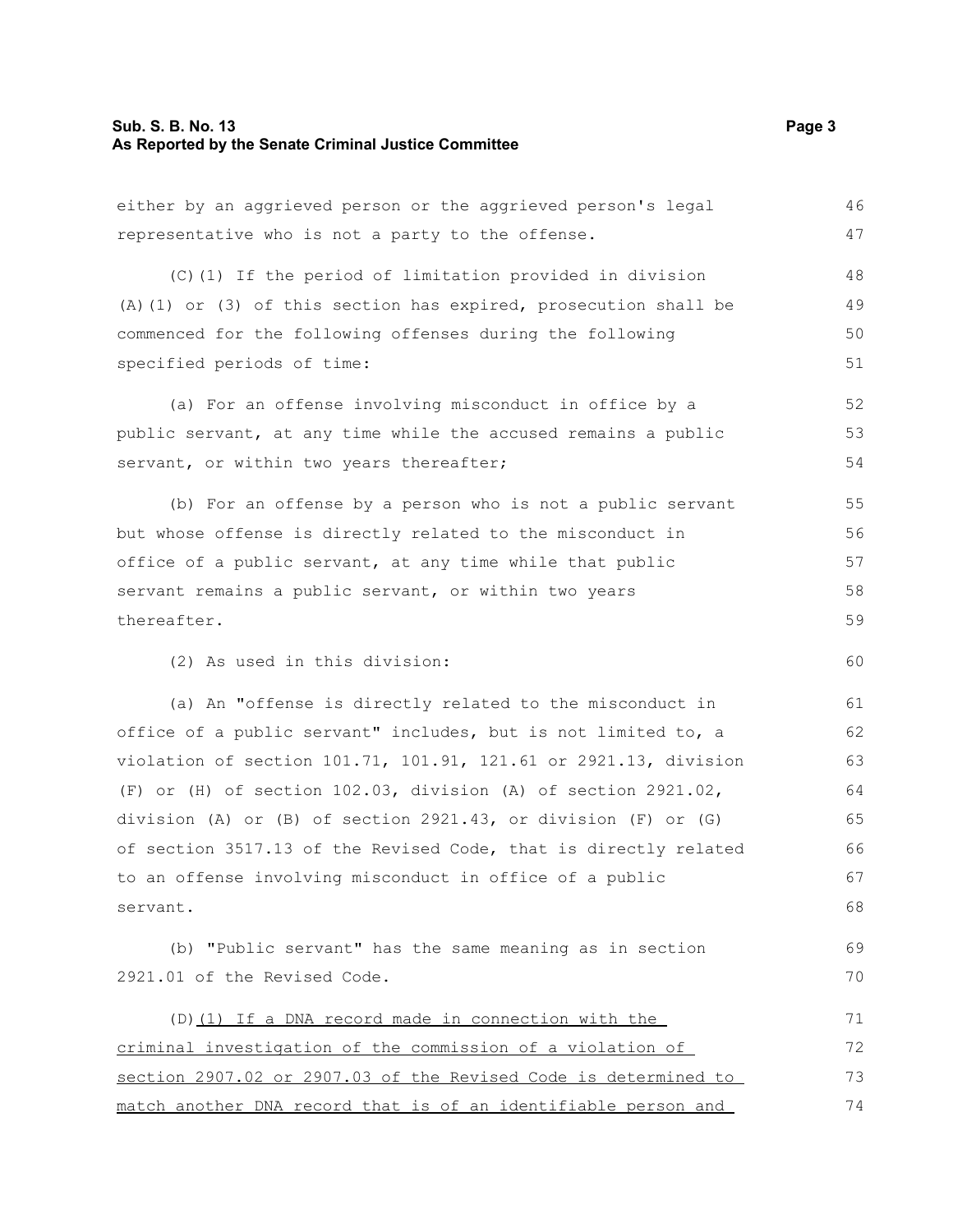either by an aggrieved person or the aggrieved person's legal representative who is not a party to the offense.

(C)(1) If the period of limitation provided in division (A)(1) or (3) of this section has expired, prosecution shall be commenced for the following offenses during the following specified periods of time:

(a) For an offense involving misconduct in office by a public servant, at any time while the accused remains a public servant, or within two years thereafter;

(b) For an offense by a person who is not a public servant but whose offense is directly related to the misconduct in office of a public servant, at any time while that public servant remains a public servant, or within two years thereafter.

(2) As used in this division:

(a) An "offense is directly related to the misconduct in office of a public servant" includes, but is not limited to, a violation of section 101.71, 101.91, 121.61 or 2921.13, division (F) or (H) of section 102.03, division (A) of section 2921.02, division (A) or (B) of section 2921.43, or division (F) or (G) of section 3517.13 of the Revised Code, that is directly related to an offense involving misconduct in office of a public servant.

(b) "Public servant" has the same meaning as in section 2921.01 of the Revised Code.

(D)<u>(1) If a DNA record made in connection with the criminal investigation of the commission of a violation of section 2907.02 or 2907.03 of the Revised Code is determined to match another DNA record that is of an identifiable person and</u>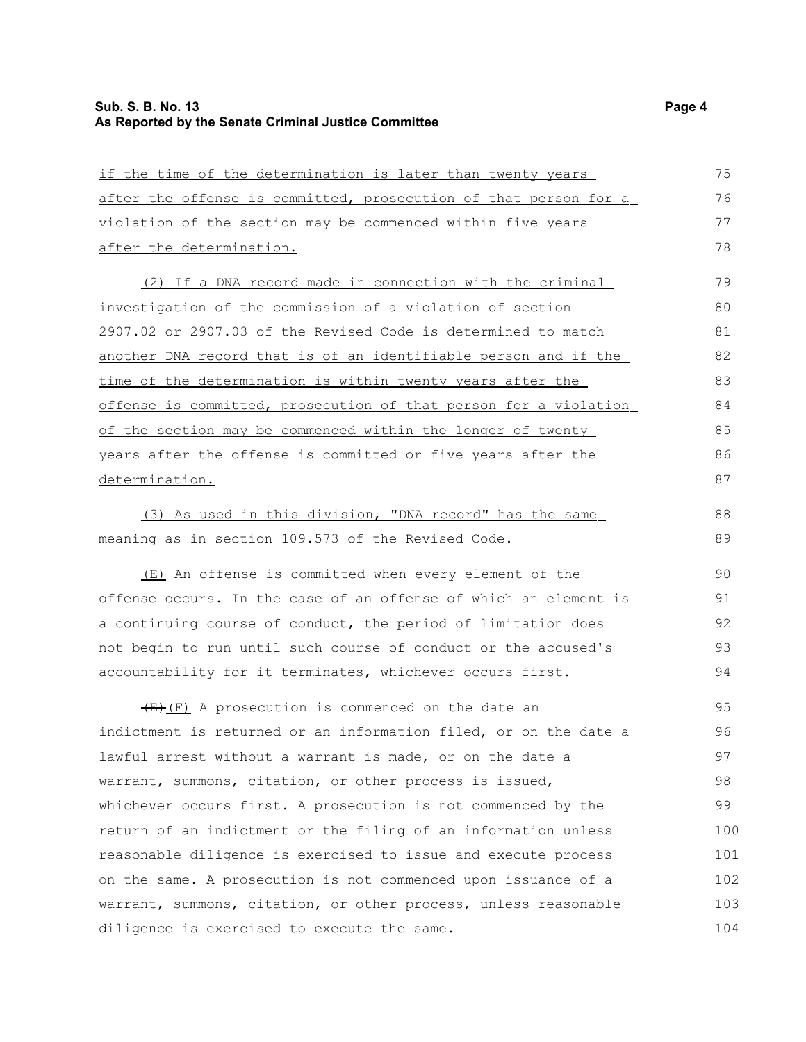if the time of the determination is later than twenty years after the offense is committed, prosecution of that person for a violation of the section may be commenced within five years after the determination.

(2) If a DNA record made in connection with the criminal investigation of the commission of a violation of section 2907.02 or 2907.03 of the Revised Code is determined to match another DNA record that is of an identifiable person and if the time of the determination is within twenty years after the offense is committed, prosecution of that person for a violation of the section may be commenced within the longer of twenty years after the offense is committed or five years after the determination.

(3) As used in this division, "DNA record" has the same meaning as in section 109.573 of the Revised Code.

(E) An offense is committed when every element of the offense occurs. In the case of an offense of which an element is a continuing course of conduct, the period of limitation does not begin to run until such course of conduct or the accused's accountability for it terminates, whichever occurs first.

~~(E)~~ (F) A prosecution is commenced on the date an indictment is returned or an information filed, or on the date a lawful arrest without a warrant is made, or on the date a warrant, summons, citation, or other process is issued, whichever occurs first. A prosecution is not commenced by the return of an indictment or the filing of an information unless reasonable diligence is exercised to issue and execute process on the same. A prosecution is not commenced upon issuance of a warrant, summons, citation, or other process, unless reasonable diligence is exercised to execute the same.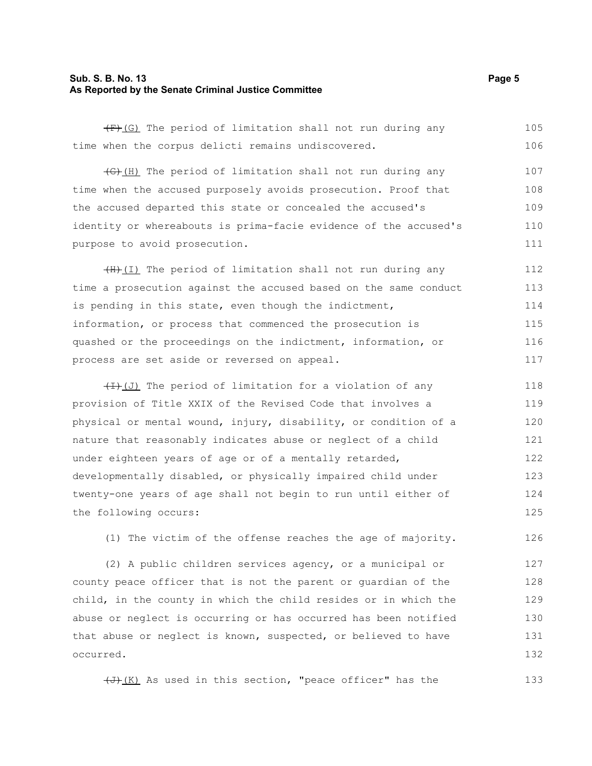~~(F)~~ (G) The period of limitation shall not run during any time when the corpus delicti remains undiscovered.

~~(G)~~ (H) The period of limitation shall not run during any time when the accused purposely avoids prosecution. Proof that the accused departed this state or concealed the accused's identity or whereabouts is prima-facie evidence of the accused's purpose to avoid prosecution.

~~(H)~~ (I) The period of limitation shall not run during any time a prosecution against the accused based on the same conduct is pending in this state, even though the indictment, information, or process that commenced the prosecution is quashed or the proceedings on the indictment, information, or process are set aside or reversed on appeal.

~~(I)~~ (J) The period of limitation for a violation of any provision of Title XXIX of the Revised Code that involves a physical or mental wound, injury, disability, or condition of a nature that reasonably indicates abuse or neglect of a child under eighteen years of age or of a mentally retarded, developmentally disabled, or physically impaired child under twenty-one years of age shall not begin to run until either of the following occurs:

(1) The victim of the offense reaches the age of majority.

(2) A public children services agency, or a municipal or county peace officer that is not the parent or guardian of the child, in the county in which the child resides or in which the abuse or neglect is occurring or has occurred has been notified that abuse or neglect is known, suspected, or believed to have occurred.

~~(J)~~ (K) As used in this section, "peace officer" has the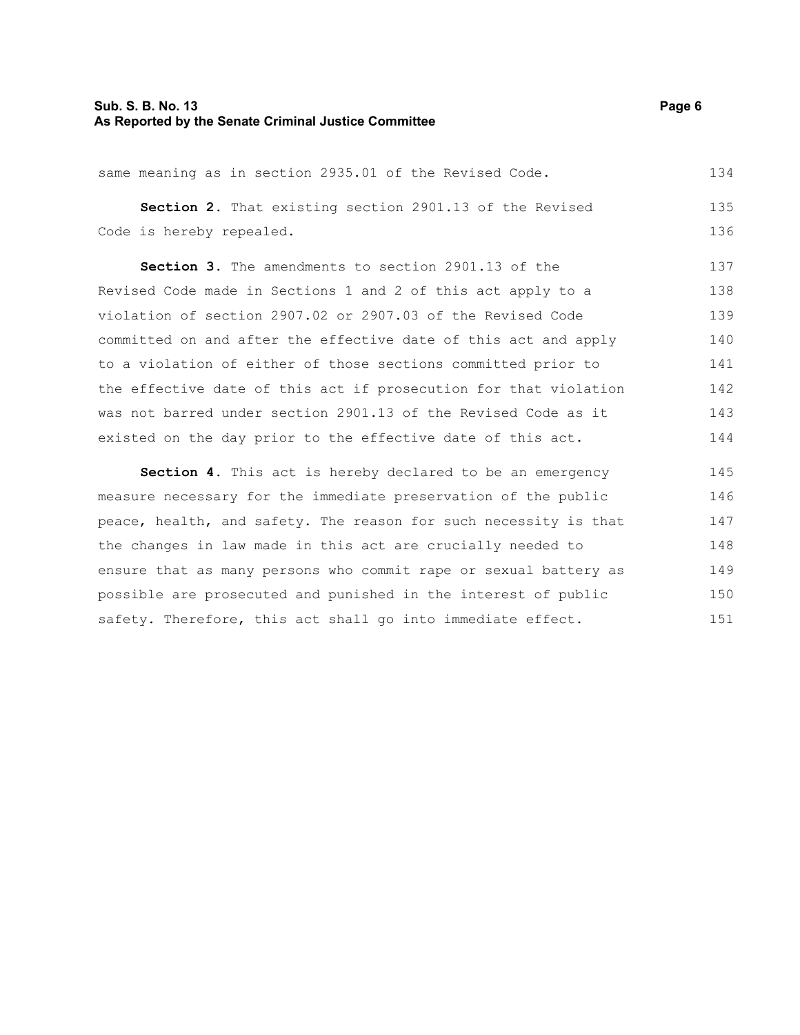same meaning as in section 2935.01 of the Revised Code.

**Section 2.** That existing section 2901.13 of the Revised Code is hereby repealed.

**Section 3.** The amendments to section 2901.13 of the Revised Code made in Sections 1 and 2 of this act apply to a violation of section 2907.02 or 2907.03 of the Revised Code committed on and after the effective date of this act and apply to a violation of either of those sections committed prior to the effective date of this act if prosecution for that violation was not barred under section 2901.13 of the Revised Code as it existed on the day prior to the effective date of this act.

**Section 4.** This act is hereby declared to be an emergency measure necessary for the immediate preservation of the public peace, health, and safety. The reason for such necessity is that the changes in law made in this act are crucially needed to ensure that as many persons who commit rape or sexual battery as possible are prosecuted and punished in the interest of public safety. Therefore, this act shall go into immediate effect.